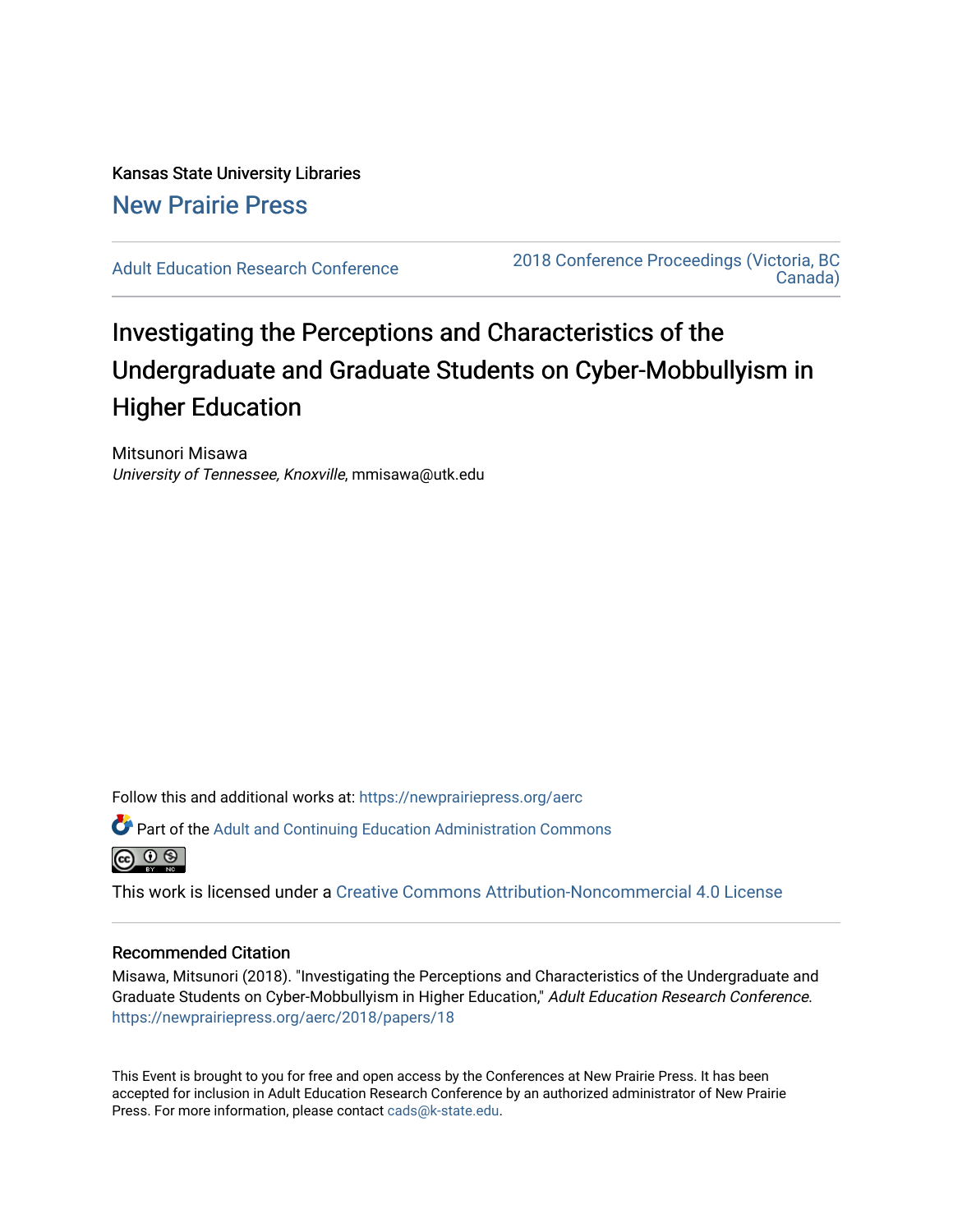Kansas State University Libraries

New Prairie Press

Adult Education Research Conference | 2018 Conference Proceedings (Victoria, BC Canada)

# Investigating the Perceptions and Characteristics of the Undergraduate and Graduate Students on Cyber-Mobbullyism in Higher Education

Mitsunori Misawa

*University of Tennessee, Knoxville*, mmisawa@utk.edu

Follow this and additional works at: https://newprairiepress.org/aerc

Part of the Adult and Continuing Education Administration Commons

This work is licensed under a Creative Commons Attribution-Noncommercial 4.0 License

## Recommended Citation

Misawa, Mitsunori (2018). "Investigating the Perceptions and Characteristics of the Undergraduate and Graduate Students on Cyber-Mobbullyism in Higher Education," *Adult Education Research Conference*. https://newprairiepress.org/aerc/2018/papers/18

This Event is brought to you for free and open access by the Conferences at New Prairie Press. It has been accepted for inclusion in Adult Education Research Conference by an authorized administrator of New Prairie Press. For more information, please contact cads@k-state.edu.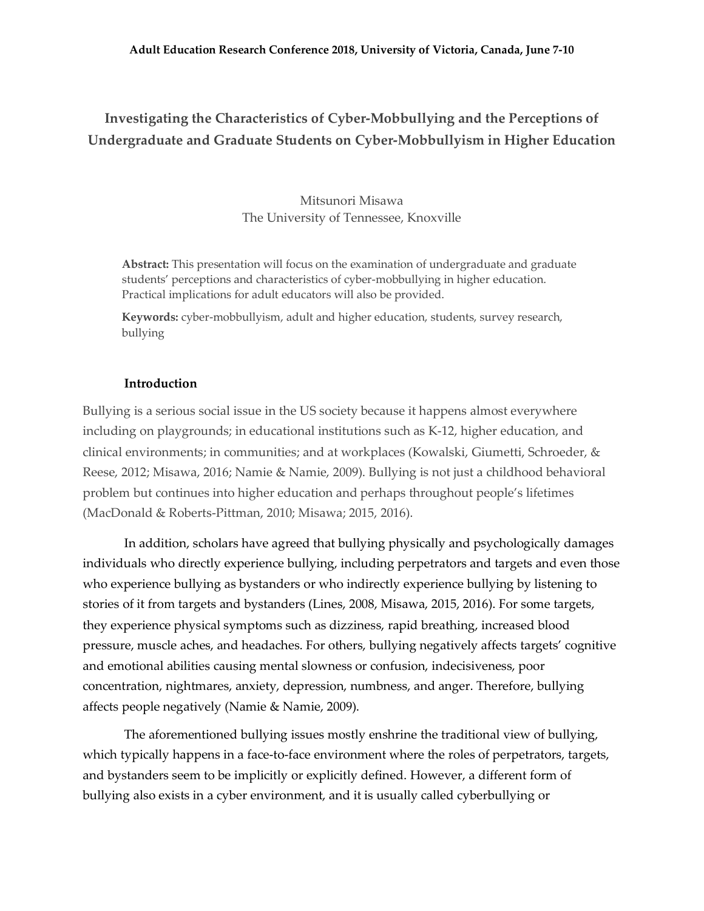**Investigating the Characteristics of Cyber-Mobbullying and the Perceptions of Undergraduate and Graduate Students on Cyber-Mobbullyism in Higher Education**

Mitsunori Misawa
The University of Tennessee, Knoxville

**Abstract:** This presentation will focus on the examination of undergraduate and graduate students' perceptions and characteristics of cyber-mobbullying in higher education. Practical implications for adult educators will also be provided.

**Keywords:** cyber-mobbullyism, adult and higher education, students, survey research, bullying

## Introduction

Bullying is a serious social issue in the US society because it happens almost everywhere including on playgrounds; in educational institutions such as K-12, higher education, and clinical environments; in communities; and at workplaces (Kowalski, Giumetti, Schroeder, & Reese, 2012; Misawa, 2016; Namie & Namie, 2009). Bullying is not just a childhood behavioral problem but continues into higher education and perhaps throughout people's lifetimes (MacDonald & Roberts-Pittman, 2010; Misawa; 2015, 2016).

In addition, scholars have agreed that bullying physically and psychologically damages individuals who directly experience bullying, including perpetrators and targets and even those who experience bullying as bystanders or who indirectly experience bullying by listening to stories of it from targets and bystanders (Lines, 2008, Misawa, 2015, 2016). For some targets, they experience physical symptoms such as dizziness, rapid breathing, increased blood pressure, muscle aches, and headaches. For others, bullying negatively affects targets' cognitive and emotional abilities causing mental slowness or confusion, indecisiveness, poor concentration, nightmares, anxiety, depression, numbness, and anger. Therefore, bullying affects people negatively (Namie & Namie, 2009).

The aforementioned bullying issues mostly enshrine the traditional view of bullying, which typically happens in a face-to-face environment where the roles of perpetrators, targets, and bystanders seem to be implicitly or explicitly defined. However, a different form of bullying also exists in a cyber environment, and it is usually called cyberbullying or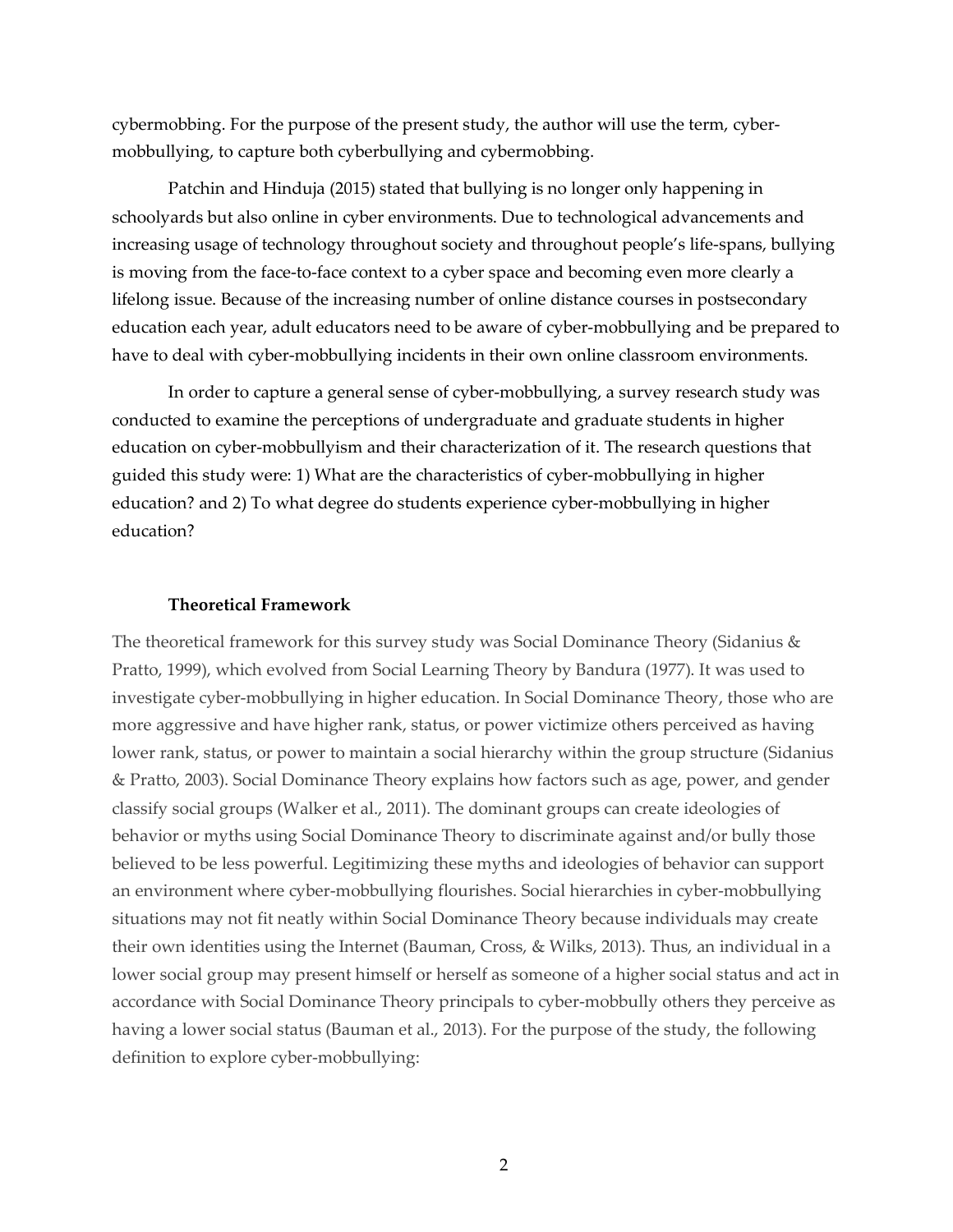cybermobbing. For the purpose of the present study, the author will use the term, cyber-mobbullying, to capture both cyberbullying and cybermobbing.

Patchin and Hinduja (2015) stated that bullying is no longer only happening in schoolyards but also online in cyber environments. Due to technological advancements and increasing usage of technology throughout society and throughout people's life-spans, bullying is moving from the face-to-face context to a cyber space and becoming even more clearly a lifelong issue. Because of the increasing number of online distance courses in postsecondary education each year, adult educators need to be aware of cyber-mobbullying and be prepared to have to deal with cyber-mobbullying incidents in their own online classroom environments.

In order to capture a general sense of cyber-mobbullying, a survey research study was conducted to examine the perceptions of undergraduate and graduate students in higher education on cyber-mobbullyism and their characterization of it. The research questions that guided this study were: 1) What are the characteristics of cyber-mobbullying in higher education? and 2) To what degree do students experience cyber-mobbullying in higher education?

### Theoretical Framework

The theoretical framework for this survey study was Social Dominance Theory (Sidanius & Pratto, 1999), which evolved from Social Learning Theory by Bandura (1977). It was used to investigate cyber-mobbullying in higher education. In Social Dominance Theory, those who are more aggressive and have higher rank, status, or power victimize others perceived as having lower rank, status, or power to maintain a social hierarchy within the group structure (Sidanius & Pratto, 2003). Social Dominance Theory explains how factors such as age, power, and gender classify social groups (Walker et al., 2011). The dominant groups can create ideologies of behavior or myths using Social Dominance Theory to discriminate against and/or bully those believed to be less powerful. Legitimizing these myths and ideologies of behavior can support an environment where cyber-mobbullying flourishes. Social hierarchies in cyber-mobbullying situations may not fit neatly within Social Dominance Theory because individuals may create their own identities using the Internet (Bauman, Cross, & Wilks, 2013). Thus, an individual in a lower social group may present himself or herself as someone of a higher social status and act in accordance with Social Dominance Theory principals to cyber-mobbully others they perceive as having a lower social status (Bauman et al., 2013). For the purpose of the study, the following definition to explore cyber-mobbullying: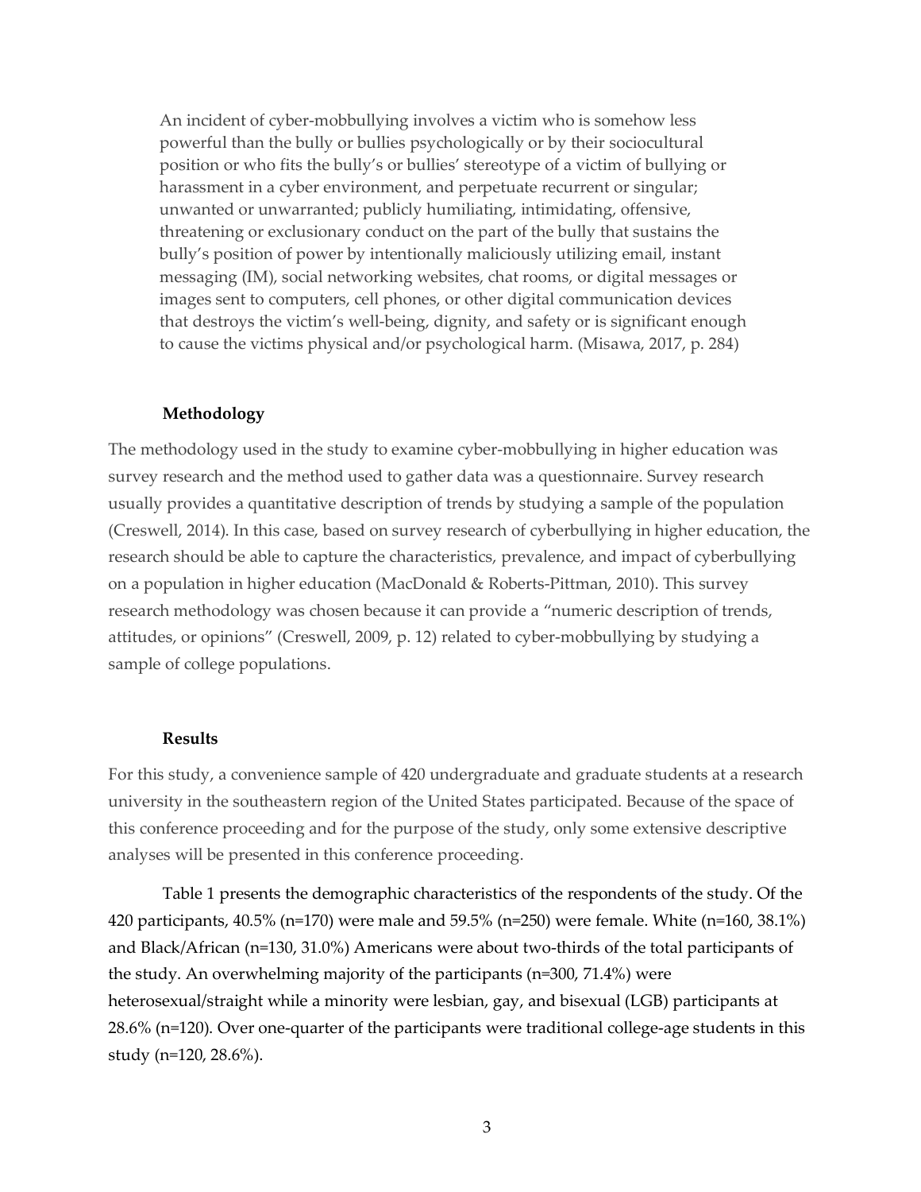> An incident of cyber-mobbullying involves a victim who is somehow less powerful than the bully or bullies psychologically or by their sociocultural position or who fits the bully's or bullies' stereotype of a victim of bullying or harassment in a cyber environment, and perpetuate recurrent or singular; unwanted or unwarranted; publicly humiliating, intimidating, offensive, threatening or exclusionary conduct on the part of the bully that sustains the bully's position of power by intentionally maliciously utilizing email, instant messaging (IM), social networking websites, chat rooms, or digital messages or images sent to computers, cell phones, or other digital communication devices that destroys the victim's well-being, dignity, and safety or is significant enough to cause the victims physical and/or psychological harm. (Misawa, 2017, p. 284)

### Methodology

The methodology used in the study to examine cyber-mobbullying in higher education was survey research and the method used to gather data was a questionnaire. Survey research usually provides a quantitative description of trends by studying a sample of the population (Creswell, 2014). In this case, based on survey research of cyberbullying in higher education, the research should be able to capture the characteristics, prevalence, and impact of cyberbullying on a population in higher education (MacDonald & Roberts-Pittman, 2010). This survey research methodology was chosen because it can provide a "numeric description of trends, attitudes, or opinions" (Creswell, 2009, p. 12) related to cyber-mobbullying by studying a sample of college populations.

### Results

For this study, a convenience sample of 420 undergraduate and graduate students at a research university in the southeastern region of the United States participated. Because of the space of this conference proceeding and for the purpose of the study, only some extensive descriptive analyses will be presented in this conference proceeding.

Table 1 presents the demographic characteristics of the respondents of the study. Of the 420 participants, 40.5% (n=170) were male and 59.5% (n=250) were female. White (n=160, 38.1%) and Black/African (n=130, 31.0%) Americans were about two-thirds of the total participants of the study. An overwhelming majority of the participants (n=300, 71.4%) were heterosexual/straight while a minority were lesbian, gay, and bisexual (LGB) participants at 28.6% (n=120). Over one-quarter of the participants were traditional college-age students in this study (n=120, 28.6%).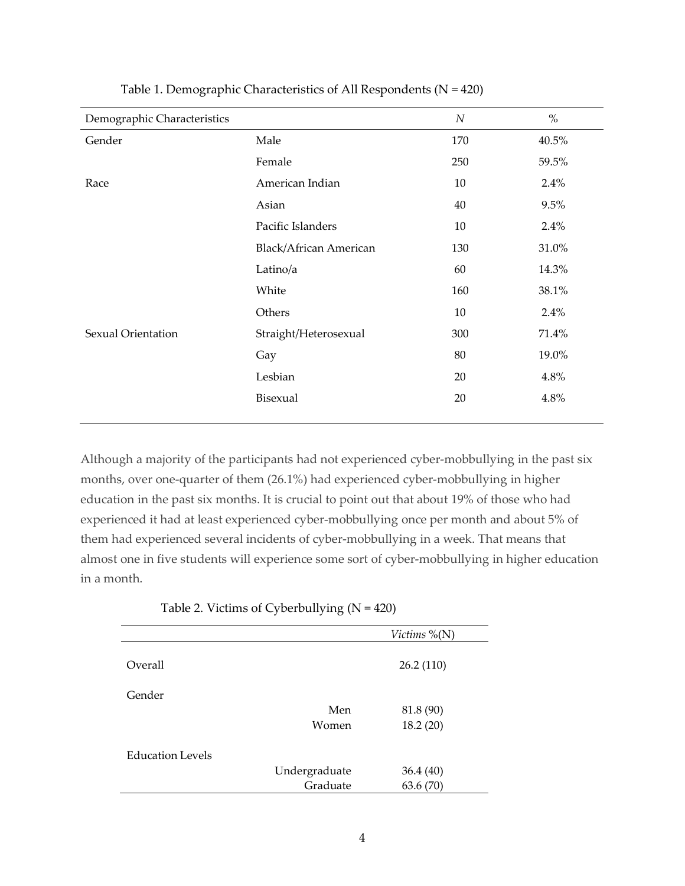Table 1. Demographic Characteristics of All Respondents (N = 420)

| Demographic Characteristics | | *N* | % |
| --- | --- | --- | --- |
| Gender | Male | 170 | 40.5% |
| | Female | 250 | 59.5% |
| Race | American Indian | 10 | 2.4% |
| | Asian | 40 | 9.5% |
| | Pacific Islanders | 10 | 2.4% |
| | Black/African American | 130 | 31.0% |
| | Latino/a | 60 | 14.3% |
| | White | 160 | 38.1% |
| | Others | 10 | 2.4% |
| Sexual Orientation | Straight/Heterosexual | 300 | 71.4% |
| | Gay | 80 | 19.0% |
| | Lesbian | 20 | 4.8% |
| | Bisexual | 20 | 4.8% |

Although a majority of the participants had not experienced cyber-mobbullying in the past six months, over one-quarter of them (26.1%) had experienced cyber-mobbullying in higher education in the past six months. It is crucial to point out that about 19% of those who had experienced it had at least experienced cyber-mobbullying once per month and about 5% of them had experienced several incidents of cyber-mobbullying in a week. That means that almost one in five students will experience some sort of cyber-mobbullying in higher education in a month.

Table 2. Victims of Cyberbullying (N = 420)

| | | *Victims* %(N) |
| --- | --- | --- |
| Overall | | 26.2 (110) |
| Gender | | |
| | Men | 81.8 (90) |
| | Women | 18.2 (20) |
| Education Levels | | |
| | Undergraduate | 36.4 (40) |
| | Graduate | 63.6 (70) |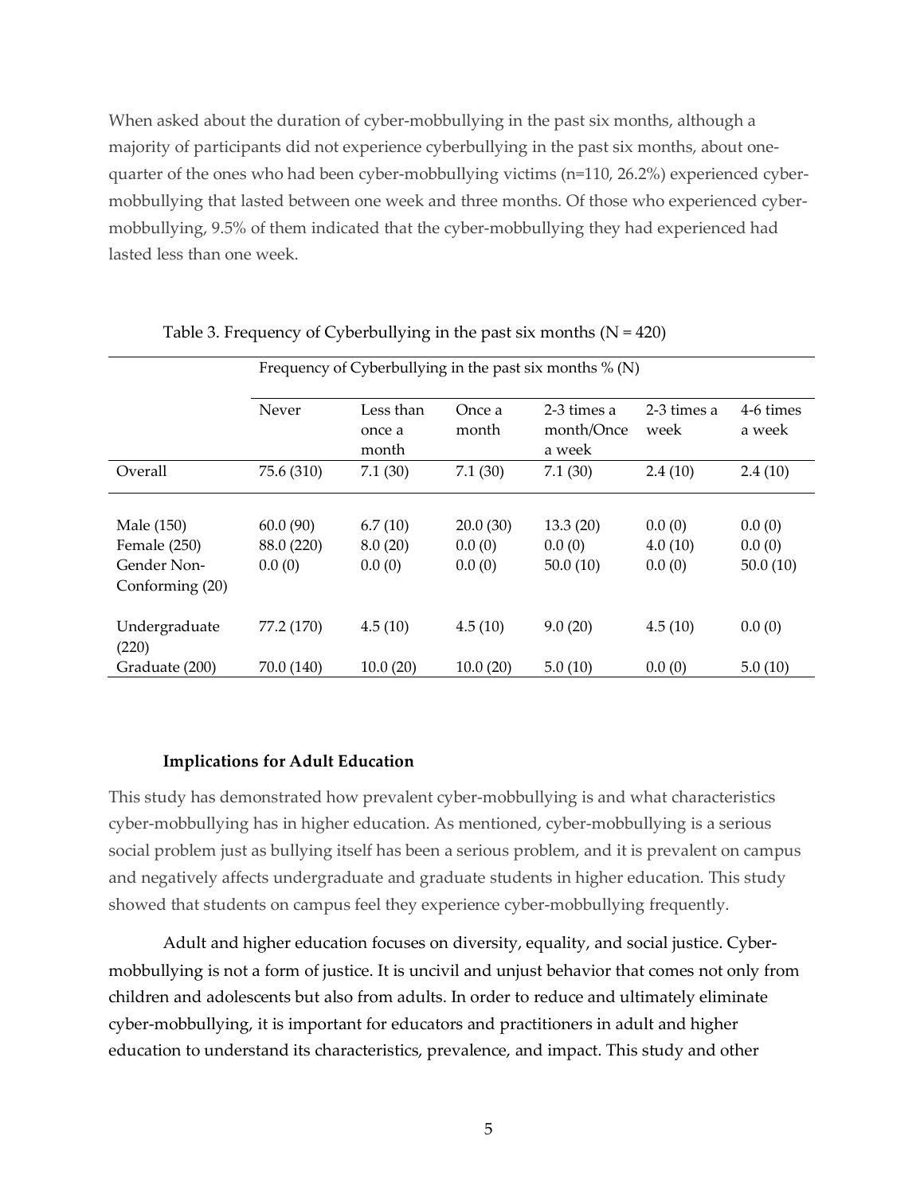When asked about the duration of cyber-mobbullying in the past six months, although a majority of participants did not experience cyberbullying in the past six months, about one-quarter of the ones who had been cyber-mobbullying victims (n=110, 26.2%) experienced cyber-mobbullying that lasted between one week and three months. Of those who experienced cyber-mobbullying, 9.5% of them indicated that the cyber-mobbullying they had experienced had lasted less than one week.

Table 3. Frequency of Cyberbullying in the past six months (N = 420)

| | Frequency of Cyberbullying in the past six months % (N) | | | | | |
|---|---|---|---|---|---|---|
| | Never | Less than once a month | Once a month | 2-3 times a month/Once a week | 2-3 times a week | 4-6 times a week |
| Overall | 75.6 (310) | 7.1 (30) | 7.1 (30) | 7.1 (30) | 2.4 (10) | 2.4 (10) |
| Male (150) | 60.0 (90) | 6.7 (10) | 20.0 (30) | 13.3 (20) | 0.0 (0) | 0.0 (0) |
| Female (250) | 88.0 (220) | 8.0 (20) | 0.0 (0) | 0.0 (0) | 4.0 (10) | 0.0 (0) |
| Gender Non-Conforming (20) | 0.0 (0) | 0.0 (0) | 0.0 (0) | 50.0 (10) | 0.0 (0) | 50.0 (10) |
| Undergraduate (220) | 77.2 (170) | 4.5 (10) | 4.5 (10) | 9.0 (20) | 4.5 (10) | 0.0 (0) |
| Graduate (200) | 70.0 (140) | 10.0 (20) | 10.0 (20) | 5.0 (10) | 0.0 (0) | 5.0 (10) |

### Implications for Adult Education

This study has demonstrated how prevalent cyber-mobbullying is and what characteristics cyber-mobbullying has in higher education. As mentioned, cyber-mobbullying is a serious social problem just as bullying itself has been a serious problem, and it is prevalent on campus and negatively affects undergraduate and graduate students in higher education. This study showed that students on campus feel they experience cyber-mobbullying frequently.

Adult and higher education focuses on diversity, equality, and social justice. Cyber-mobbullying is not a form of justice. It is uncivil and unjust behavior that comes not only from children and adolescents but also from adults. In order to reduce and ultimately eliminate cyber-mobbullying, it is important for educators and practitioners in adult and higher education to understand its characteristics, prevalence, and impact. This study and other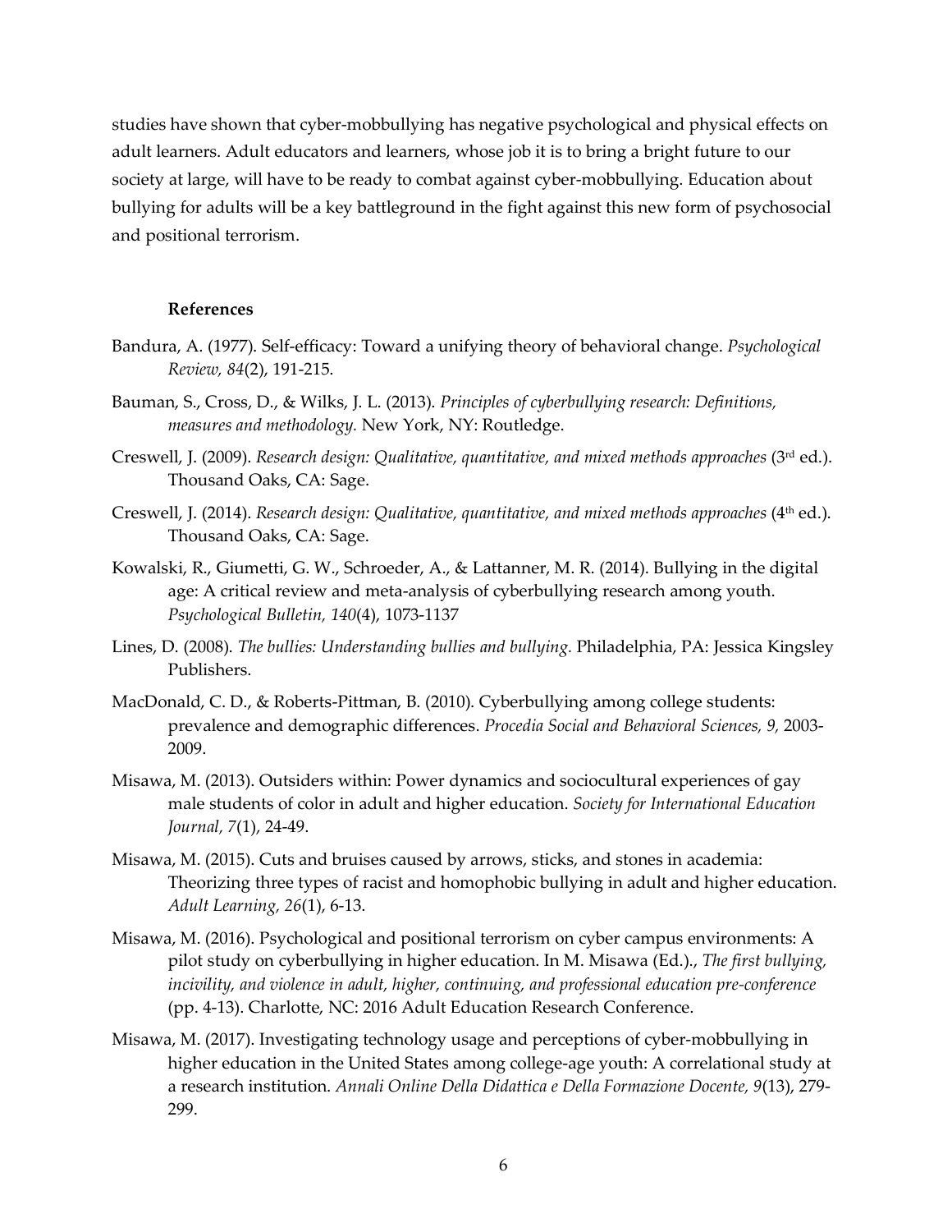studies have shown that cyber-mobbullying has negative psychological and physical effects on adult learners. Adult educators and learners, whose job it is to bring a bright future to our society at large, will have to be ready to combat against cyber-mobbullying. Education about bullying for adults will be a key battleground in the fight against this new form of psychosocial and positional terrorism.

## References

Bandura, A. (1977). Self-efficacy: Toward a unifying theory of behavioral change. *Psychological Review, 84*(2), 191-215.

Bauman, S., Cross, D., & Wilks, J. L. (2013). *Principles of cyberbullying research: Definitions, measures and methodology.* New York, NY: Routledge.

Creswell, J. (2009). *Research design: Qualitative, quantitative, and mixed methods approaches* (3rd ed.). Thousand Oaks, CA: Sage.

Creswell, J. (2014). *Research design: Qualitative, quantitative, and mixed methods approaches* (4th ed.). Thousand Oaks, CA: Sage.

Kowalski, R., Giumetti, G. W., Schroeder, A., & Lattanner, M. R. (2014). Bullying in the digital age: A critical review and meta-analysis of cyberbullying research among youth. *Psychological Bulletin, 140*(4), 1073-1137

Lines, D. (2008). *The bullies: Understanding bullies and bullying.* Philadelphia, PA: Jessica Kingsley Publishers.

MacDonald, C. D., & Roberts-Pittman, B. (2010). Cyberbullying among college students: prevalence and demographic differences. *Procedia Social and Behavioral Sciences, 9,* 2003-2009.

Misawa, M. (2013). Outsiders within: Power dynamics and sociocultural experiences of gay male students of color in adult and higher education. *Society for International Education Journal, 7*(1), 24-49.

Misawa, M. (2015). Cuts and bruises caused by arrows, sticks, and stones in academia: Theorizing three types of racist and homophobic bullying in adult and higher education. *Adult Learning, 26*(1), 6-13.

Misawa, M. (2016). Psychological and positional terrorism on cyber campus environments: A pilot study on cyberbullying in higher education. In M. Misawa (Ed.)., *The first bullying, incivility, and violence in adult, higher, continuing, and professional education pre-conference* (pp. 4-13). Charlotte, NC: 2016 Adult Education Research Conference.

Misawa, M. (2017). Investigating technology usage and perceptions of cyber-mobbullying in higher education in the United States among college-age youth: A correlational study at a research institution. *Annali Online Della Didattica e Della Formazione Docente, 9*(13), 279-299.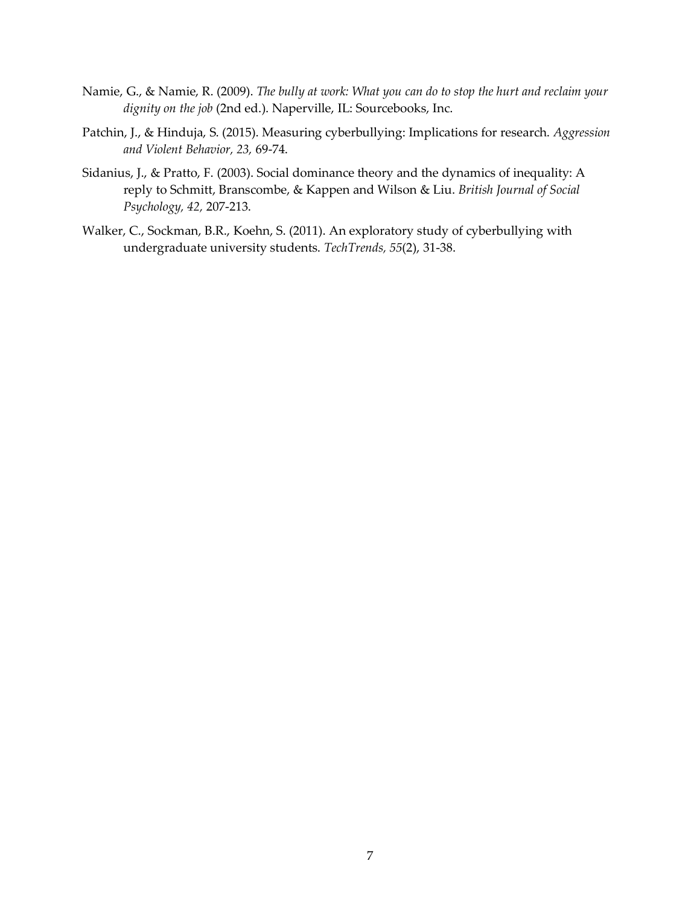Namie, G., & Namie, R. (2009). *The bully at work: What you can do to stop the hurt and reclaim your dignity on the job* (2nd ed.). Naperville, IL: Sourcebooks, Inc.

Patchin, J., & Hinduja, S. (2015). Measuring cyberbullying: Implications for research. *Aggression and Violent Behavior, 23,* 69-74.

Sidanius, J., & Pratto, F. (2003). Social dominance theory and the dynamics of inequality: A reply to Schmitt, Branscombe, & Kappen and Wilson & Liu. *British Journal of Social Psychology, 42,* 207-213.

Walker, C., Sockman, B.R., Koehn, S. (2011). An exploratory study of cyberbullying with undergraduate university students. *TechTrends, 55*(2), 31-38.